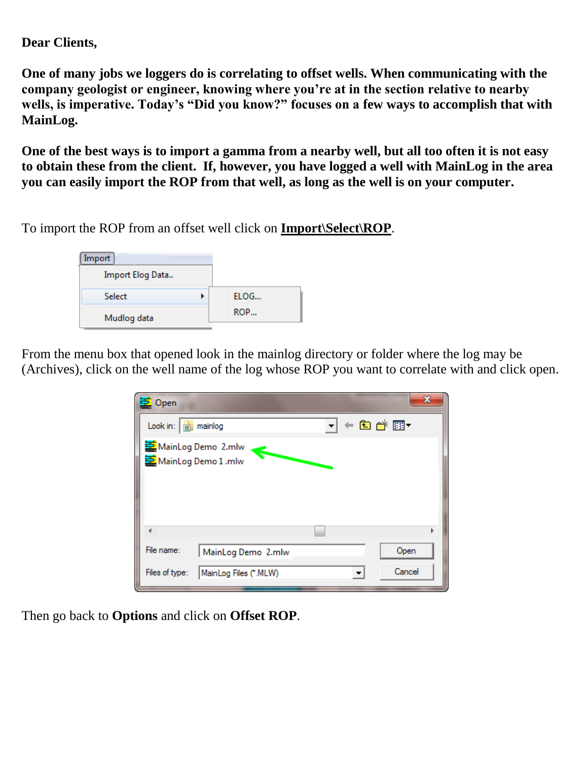**Dear Clients,**

**One of many jobs we loggers do is correlating to offset wells. When communicating with the company geologist or engineer, knowing where you're at in the section relative to nearby wells, is imperative. Today's "Did you know?" focuses on a few ways to accomplish that with MainLog.**

**One of the best ways is to import a gamma from a nearby well, but all too often it is not easy to obtain these from the client. If, however, you have logged a well with MainLog in the area you can easily import the ROP from that well, as long as the well is on your computer.**

To import the ROP from an offset well click on **Import\Select\ROP**.

From the menu box that opened look in the mainlog directory or folder where the log may be (Archives), click on the well name of the log whose ROP you want to correlate with and click open.

Then go back to **Options** and click on **Offset ROP**.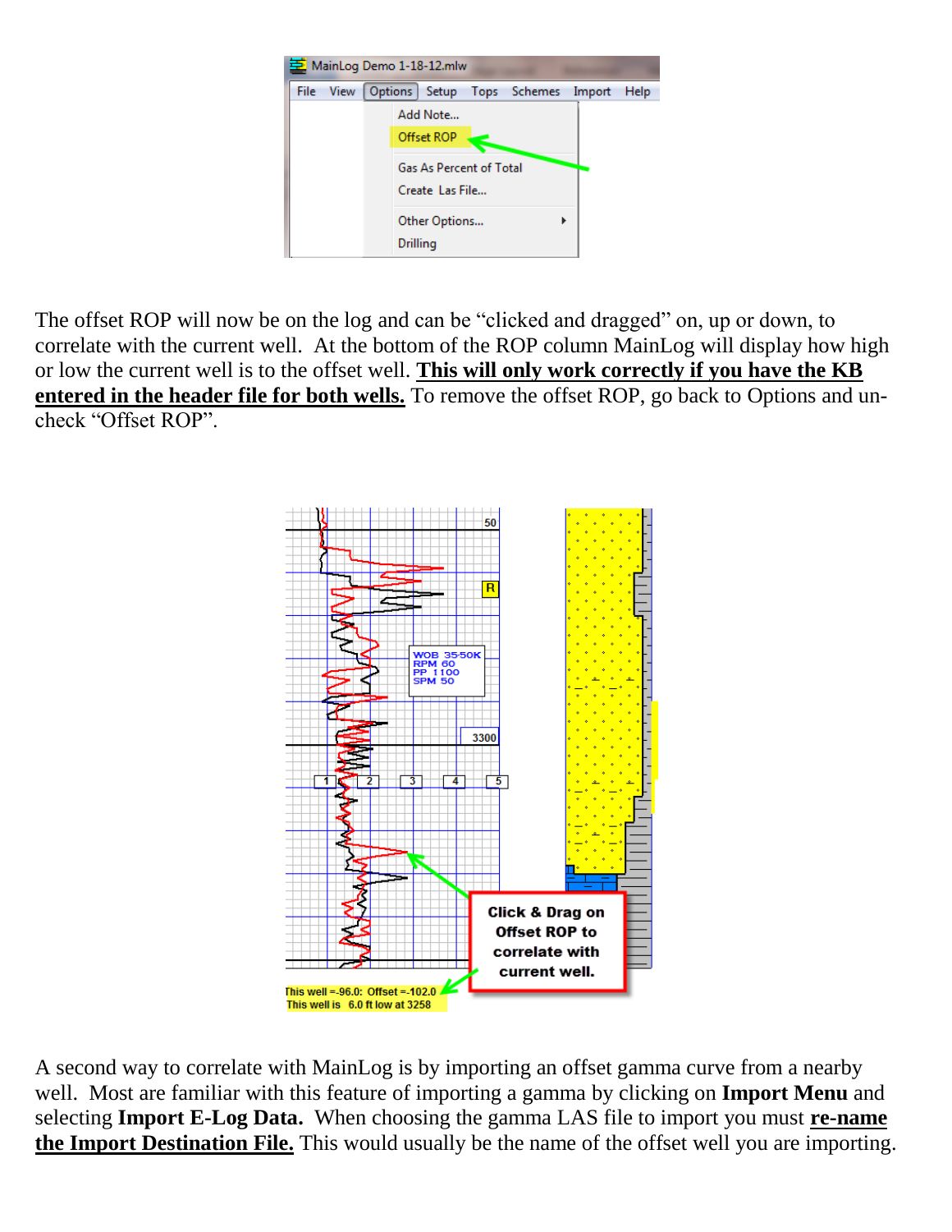The offset ROP will now be on the log and can be “clicked and dragged” on, up or down, to correlate with the current well. At the bottom of the ROP column MainLog will display how high or low the current well is to the offset well. **This will only work correctly if you have the KB entered in the header file for both wells.** To remove the offset ROP, go back to Options and un-check “Offset ROP”.

A second way to correlate with MainLog is by importing an offset gamma curve from a nearby well. Most are familiar with this feature of importing a gamma by clicking on **Import Menu** and selecting **Import E-Log Data.** When choosing the gamma LAS file to import you must **re-name the Import Destination File.** This would usually be the name of the offset well you are importing.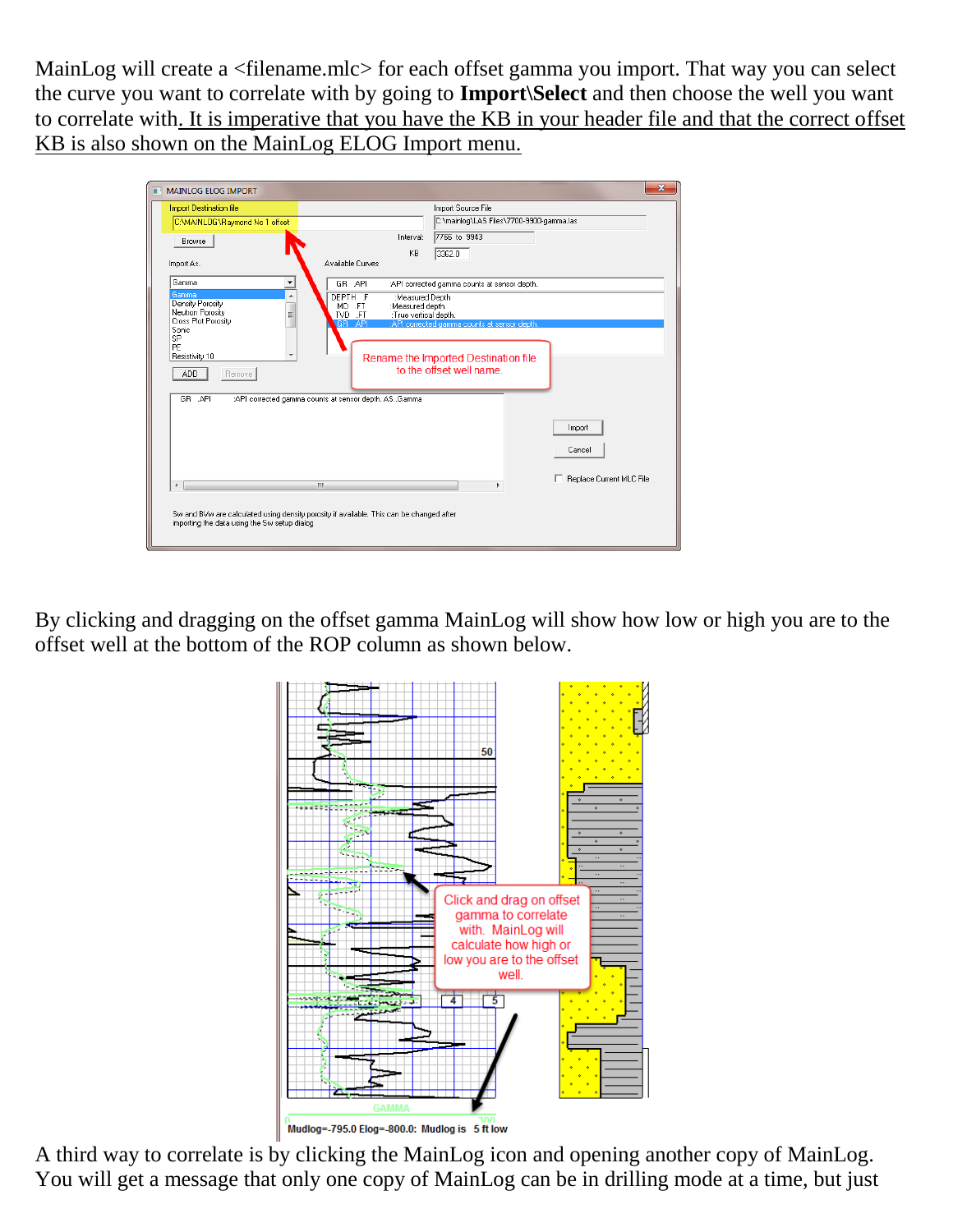MainLog will create a <filename.mlc> for each offset gamma you import. That way you can select the curve you want to correlate with by going to **Import\Select** and then choose the well you want to correlate with. It is imperative that you have the KB in your header file and that the correct offset KB is also shown on the MainLog ELOG Import menu.

By clicking and dragging on the offset gamma MainLog will show how low or high you are to the offset well at the bottom of the ROP column as shown below.

A third way to correlate is by clicking the MainLog icon and opening another copy of MainLog. You will get a message that only one copy of MainLog can be in drilling mode at a time, but just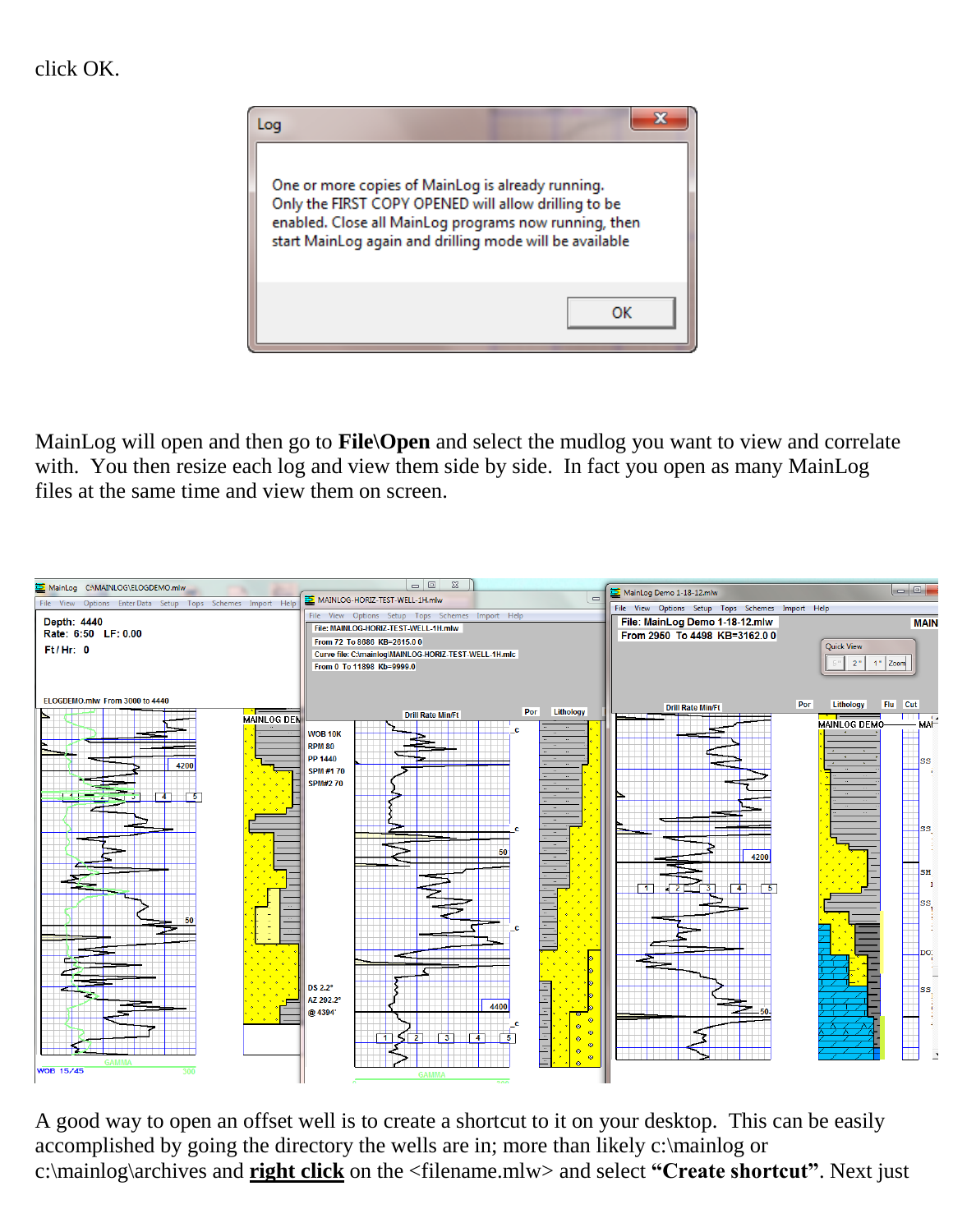click OK.

MainLog will open and then go to **File\Open** and select the mudlog you want to view and correlate with. You then resize each log and view them side by side. In fact you open as many MainLog files at the same time and view them on screen.

A good way to open an offset well is to create a shortcut to it on your desktop. This can be easily accomplished by going the directory the wells are in; more than likely c:\mainlog or c:\mainlog\archives and **right click** on the <filename.mlw> and select **"Create shortcut"**. Next just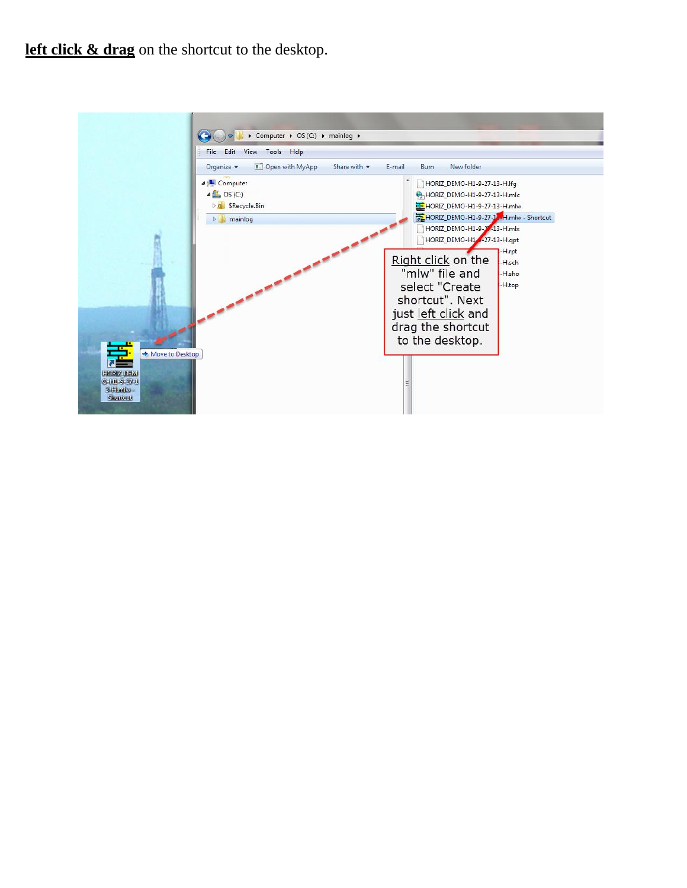**<u>left click & drag</u>** on the shortcut to the desktop.